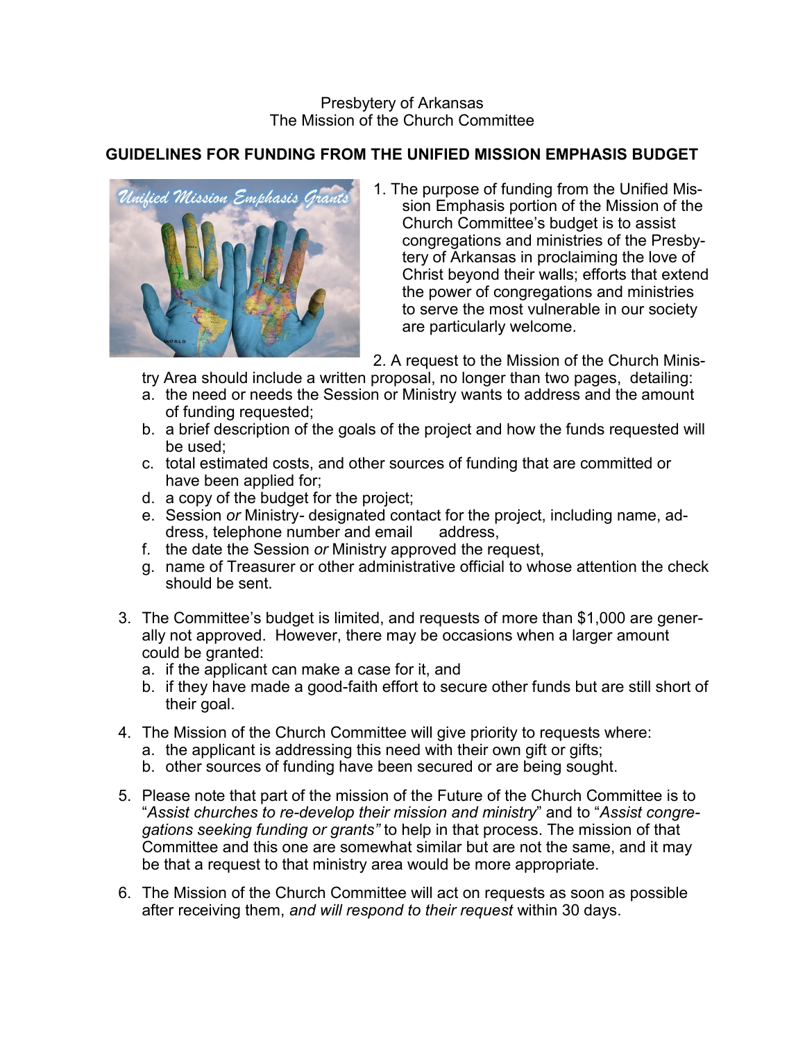Presbytery of Arkansas
The Mission of the Church Committee

**GUIDELINES FOR FUNDING FROM THE UNIFIED MISSION EMPHASIS BUDGET**

1. The purpose of funding from the Unified Mission Emphasis portion of the Mission of the Church Committee's budget is to assist congregations and ministries of the Presbytery of Arkansas in proclaiming the love of Christ beyond their walls; efforts that extend the power of congregations and ministries to serve the most vulnerable in our society are particularly welcome.

2. A request to the Mission of the Church Ministry Area should include a written proposal, no longer than two pages, detailing:
   a. the need or needs the Session or Ministry wants to address and the amount of funding requested;
   b. a brief description of the goals of the project and how the funds requested will be used;
   c. total estimated costs, and other sources of funding that are committed or have been applied for;
   d. a copy of the budget for the project;
   e. Session *or* Ministry- designated contact for the project, including name, address, telephone number and email address,
   f. the date the Session *or* Ministry approved the request,
   g. name of Treasurer or other administrative official to whose attention the check should be sent.

3. The Committee's budget is limited, and requests of more than $1,000 are generally not approved. However, there may be occasions when a larger amount could be granted:
   a. if the applicant can make a case for it, and
   b. if they have made a good-faith effort to secure other funds but are still short of their goal.

4. The Mission of the Church Committee will give priority to requests where:
   a. the applicant is addressing this need with their own gift or gifts;
   b. other sources of funding have been secured or are being sought.

5. Please note that part of the mission of the Future of the Church Committee is to "*Assist churches to re-develop their mission and ministry*" and to "*Assist congregations seeking funding or grants"* to help in that process. The mission of that Committee and this one are somewhat similar but are not the same, and it may be that a request to that ministry area would be more appropriate.

6. The Mission of the Church Committee will act on requests as soon as possible after receiving them, *and will respond to their request* within 30 days.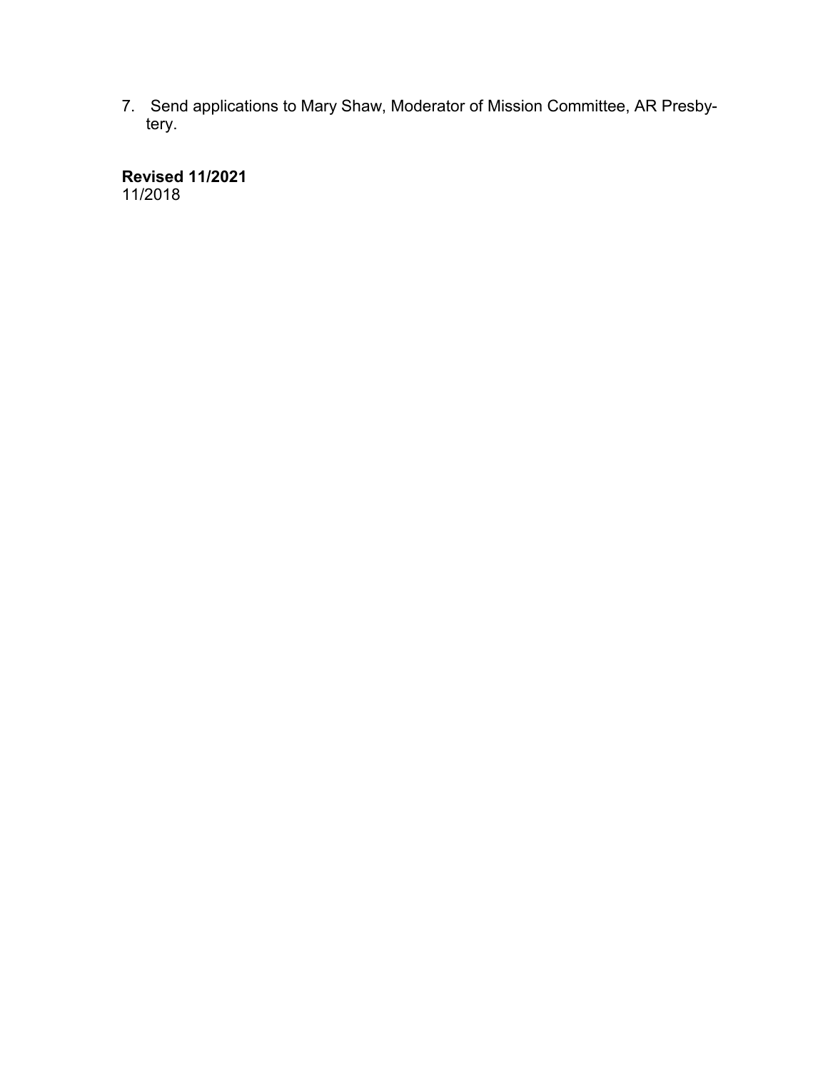7. Send applications to Mary Shaw, Moderator of Mission Committee, AR Presbytery.

**Revised 11/2021**
11/2018